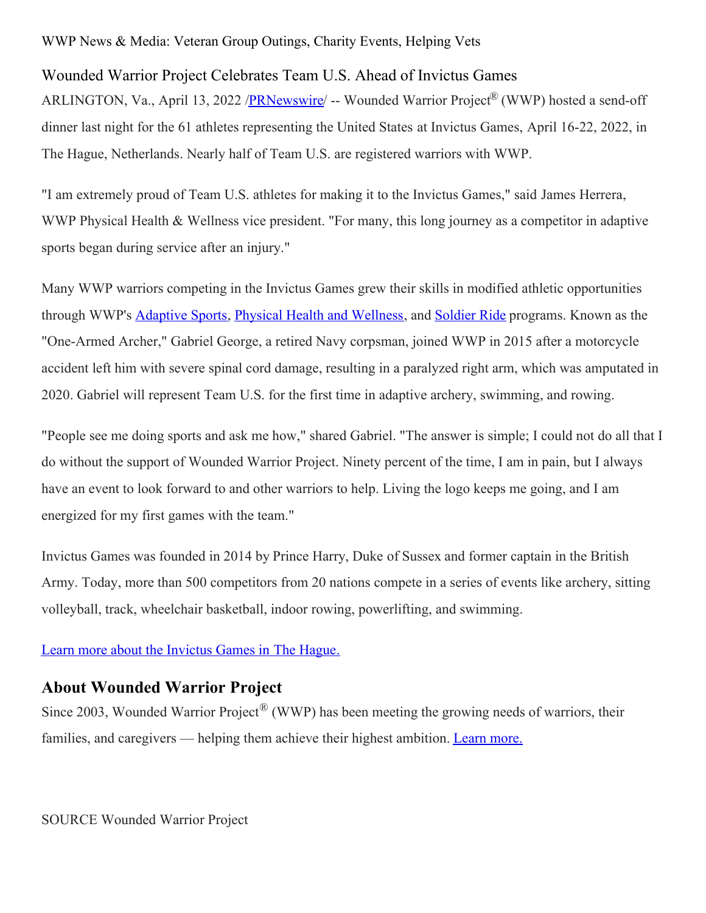WWP News & Media: Veteran Group Outings, Charity Events, Helping Vets

# Wounded Warrior Project Celebrates Team U.S. Ahead of Invictus Games

ARLINGTON, Va., April 13, 2022 /PRNewswire/ -- Wounded Warrior Project® (WWP) hosted a send-off dinner last night for the 61 athletes representing the United States at Invictus Games, April 16-22, 2022, in The Hague, Netherlands. Nearly half of Team U.S. are registered warriors with WWP.

"I am extremely proud of Team U.S. athletes for making it to the Invictus Games," said James Herrera, WWP Physical Health & Wellness vice president. "For many, this long journey as a competitor in adaptive sports began during service after an injury."

Many WWP warriors competing in the Invictus Games grew their skills in modified athletic opportunities through WWP's Adaptive Sports, Physical Health and Wellness, and Soldier Ride programs. Known as the "One-Armed Archer," Gabriel George, a retired Navy corpsman, joined WWP in 2015 after a motorcycle accident left him with severe spinal cord damage, resulting in a paralyzed right arm, which was amputated in 2020. Gabriel will represent Team U.S. for the first time in adaptive archery, swimming, and rowing.

"People see me doing sports and ask me how," shared Gabriel. "The answer is simple; I could not do all that I do without the support of Wounded Warrior Project. Ninety percent of the time, I am in pain, but I always have an event to look forward to and other warriors to help. Living the logo keeps me going, and I am energized for my first games with the team."

Invictus Games was founded in 2014 by Prince Harry, Duke of Sussex and former captain in the British Army. Today, more than 500 competitors from 20 nations compete in a series of events like archery, sitting volleyball, track, wheelchair basketball, indoor rowing, powerlifting, and swimming.

Learn more about the Invictus Games in The Hague.

## About Wounded Warrior Project

Since 2003, Wounded Warrior Project® (WWP) has been meeting the growing needs of warriors, their families, and caregivers — helping them achieve their highest ambition. Learn more.

SOURCE Wounded Warrior Project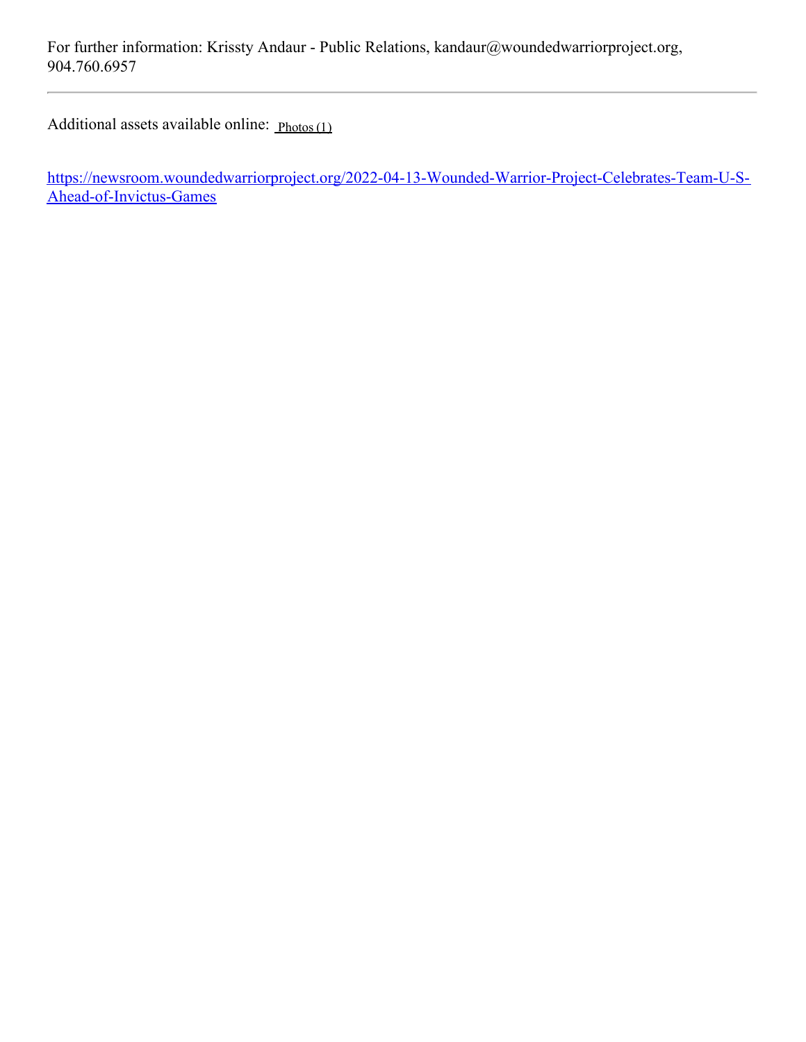For further information: Krissty Andaur - Public Relations, kandaur@woundedwarriorproject.org, 904.760.6957

---

Additional assets available online: Photos (1)

https://newsroom.woundedwarriorproject.org/2022-04-13-Wounded-Warrior-Project-Celebrates-Team-U-S-Ahead-of-Invictus-Games